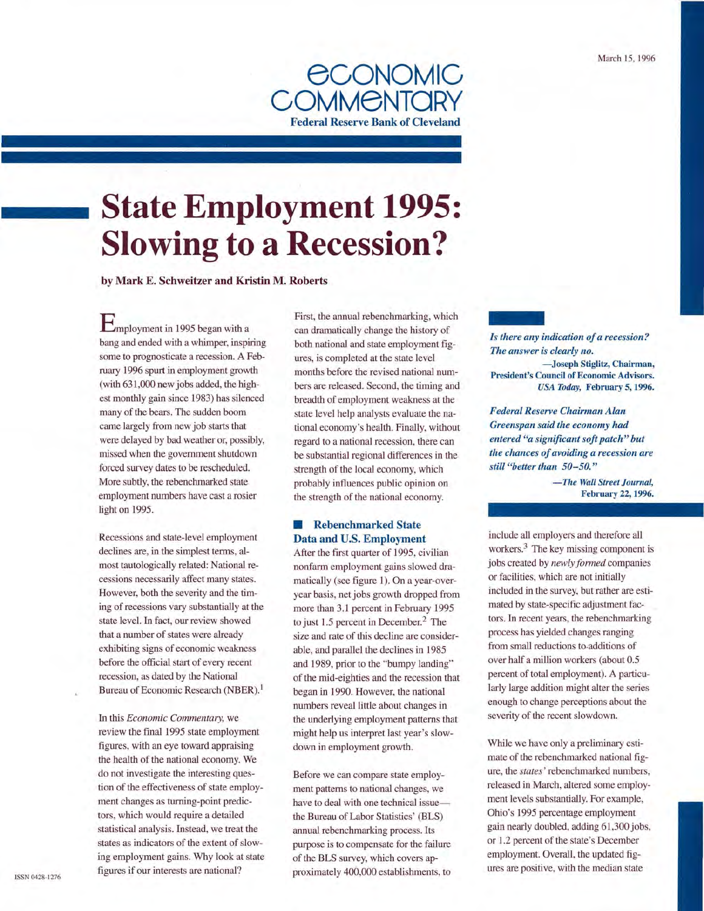March 15, 1996

# Economic Commentary

**Federal Reserve Bank of Cleveland**

# State Employment 1995: Slowing to a Recession?

**by Mark E. Schweitzer and Kristin M. Roberts**

Employment in 1995 began with a bang and ended with a whimper, inspiring some to prognosticate a recession. A February 1996 spurt in employment growth (with 631,000 new jobs added, the highest monthly gain since 1983) has silenced many of the bears. The sudden boom came largely from new job starts that were delayed by bad weather or, possibly, missed when the government shutdown forced survey dates to be rescheduled. More subtly, the rebenchmarked state employment numbers have cast a rosier light on 1995.

Recessions and state-level employment declines are, in the simplest terms, almost tautologically related: National recessions necessarily affect many states. However, both the severity and the timing of recessions vary substantially at the state level. In fact, our review showed that a number of states were already exhibiting signs of economic weakness before the official start of every recent recession, as dated by the National Bureau of Economic Research (NBER).[1]

In this *Economic Commentary,* we review the final 1995 state employment figures, with an eye toward appraising the health of the national economy. We do not investigate the interesting question of the effectiveness of state employment changes as turning-point predictors, which would require a detailed statistical analysis. Instead, we treat the states as indicators of the extent of slowing employment gains. Why look at state figures if our interests are national?

First, the annual rebenchmarking, which can dramatically change the history of both national and state employment figures, is completed at the state level months before the revised national numbers are released. Second, the timing and breadth of employment weakness at the state level help analysts evaluate the national economy's health. Finally, without regard to a national recession, there can be substantial regional differences in the strength of the local economy, which probably influences public opinion on the strength of the national economy.

## Rebenchmarked State Data and U.S. Employment

After the first quarter of 1995, civilian nonfarm employment gains slowed dramatically (see figure 1). On a year-over-year basis, net jobs growth dropped from more than 3.1 percent in February 1995 to just 1.5 percent in December.[2] The size and rate of this decline are considerable, and parallel the declines in 1985 and 1989, prior to the "bumpy landing" of the mid-eighties and the recession that began in 1990. However, the national numbers reveal little about changes in the underlying employment patterns that might help us interpret last year's slowdown in employment growth.

Before we can compare state employment patterns to national changes, we have to deal with one technical issue—the Bureau of Labor Statistics' (BLS) annual rebenchmarking process. Its purpose is to compensate for the failure of the BLS survey, which covers approximately 400,000 establishments, to include all employers and therefore all workers.[3] The key missing component is jobs created by *newly formed* companies or facilities, which are not initially included in the survey, but rather are estimated by state-specific adjustment factors. In recent years, the rebenchmarking process has yielded changes ranging from small reductions to additions of over half a million workers (about 0.5 percent of total employment). A particularly large addition might alter the series enough to change perceptions about the severity of the recent slowdown.

While we have only a preliminary estimate of the rebenchmarked national figure, the *states'* rebenchmarked numbers, released in March, altered some employment levels substantially. For example, Ohio's 1995 percentage employment gain nearly doubled, adding 61,300 jobs, or 1.2 percent of the state's December employment. Overall, the updated figures are positive, with the median state

> ***Is there any indication of a recession? The answer is clearly no.***
>
> **—Joseph Stiglitz, Chairman, President's Council of Economic Advisors. *USA Today,* February 5, 1996.**

> ***Federal Reserve Chairman Alan Greenspan said the economy had entered "a significant soft patch" but the chances of avoiding a recession are still "better than 50–50."***
>
> ***—The Wall Street Journal,* February 22, 1996.**

ISSN 0428-1276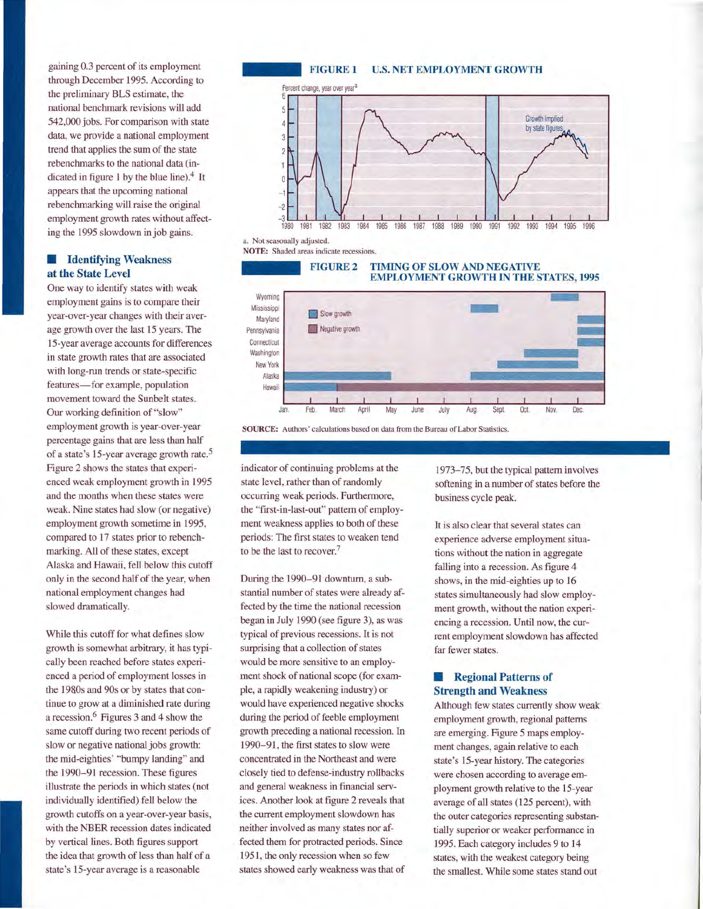gaining 0.3 percent of its employment through December 1995. According to the preliminary BLS estimate, the national benchmark revisions will add 542,000 jobs. For comparison with state data, we provide a national employment trend that applies the sum of the state rebenchmarks to the national data (indicated in figure 1 by the blue line).[4] It appears that the upcoming national rebenchmarking will raise the original employment growth rates without affecting the 1995 slowdown in job gains.

## Identifying Weakness at the State Level

One way to identify states with weak employment gains is to compare their year-over-year changes with their average growth over the last 15 years. The 15-year average accounts for differences in state growth rates that are associated with long-run trends or state-specific features—for example, population movement toward the Sunbelt states. Our working definition of "slow" employment growth is year-over-year percentage gains that are less than half of a state's 15-year average growth rate.[5] Figure 2 shows the states that experienced weak employment growth in 1995 and the months when these states were weak. Nine states had slow (or negative) employment growth sometime in 1995, compared to 17 states prior to rebenchmarking. All of these states, except Alaska and Hawaii, fell below this cutoff only in the second half of the year, when national employment changes had slowed dramatically.

While this cutoff for what defines slow growth is somewhat arbitrary, it has typically been reached before states experienced a period of employment losses in the 1980s and 90s or by states that continue to grow at a diminished rate during a recession.[6] Figures 3 and 4 show the same cutoff during two recent periods of slow or negative national jobs growth: the mid-eighties' "bumpy landing" and the 1990–91 recession. These figures illustrate the periods in which states (not individually identified) fell below the growth cutoffs on a year-over-year basis, with the NBER recession dates indicated by vertical lines. Both figures support the idea that growth of less than half of a state's 15-year average is a reasonable indicator of continuing problems at the state level, rather than of randomly occurring weak periods. Furthermore, the "first-in-last-out" pattern of employment weakness applies to both of these periods: The first states to weaken tend to be the last to recover.[7]

During the 1990–91 downturn, a substantial number of states were already affected by the time the national recession began in July 1990 (see figure 3), as was typical of previous recessions. It is not surprising that a collection of states would be more sensitive to an employment shock of national scope (for example, a rapidly weakening industry) or would have experienced negative shocks during the period of feeble employment growth preceding a national recession. In 1990–91, the first states to slow were concentrated in the Northeast and were closely tied to defense-industry rollbacks and general weakness in financial services. Another look at figure 2 reveals that the current employment slowdown has neither involved as many states nor affected them for protracted periods. Since 1951, the only recession when so few states showed early weakness was that of 1973–75, but the typical pattern involves softening in a number of states before the business cycle peak.

It is also clear that several states can experience adverse employment situations without the nation in aggregate falling into a recession. As figure 4 shows, in the mid-eighties up to 16 states simultaneously had slow employment growth, without the nation experiencing a recession. Until now, the current employment slowdown has affected far fewer states.

## Regional Patterns of Strength and Weakness

Although few states currently show weak employment growth, regional patterns are emerging. Figure 5 maps employment changes, again relative to each state's 15-year history. The categories were chosen according to average employment growth relative to the 15-year average of all states (125 percent), with the outer categories representing substantially superior or weaker performance in 1995. Each category includes 9 to 14 states, with the weakest category being the smallest. While some states stand out

**FIGURE 1 U.S. NET EMPLOYMENT GROWTH**

a. Not seasonally adjusted.

**NOTE:** Shaded areas indicate recessions.

**FIGURE 2 TIMING OF SLOW AND NEGATIVE EMPLOYMENT GROWTH IN THE STATES, 1995**

**SOURCE:** Authors' calculations based on data from the Bureau of Labor Statistics.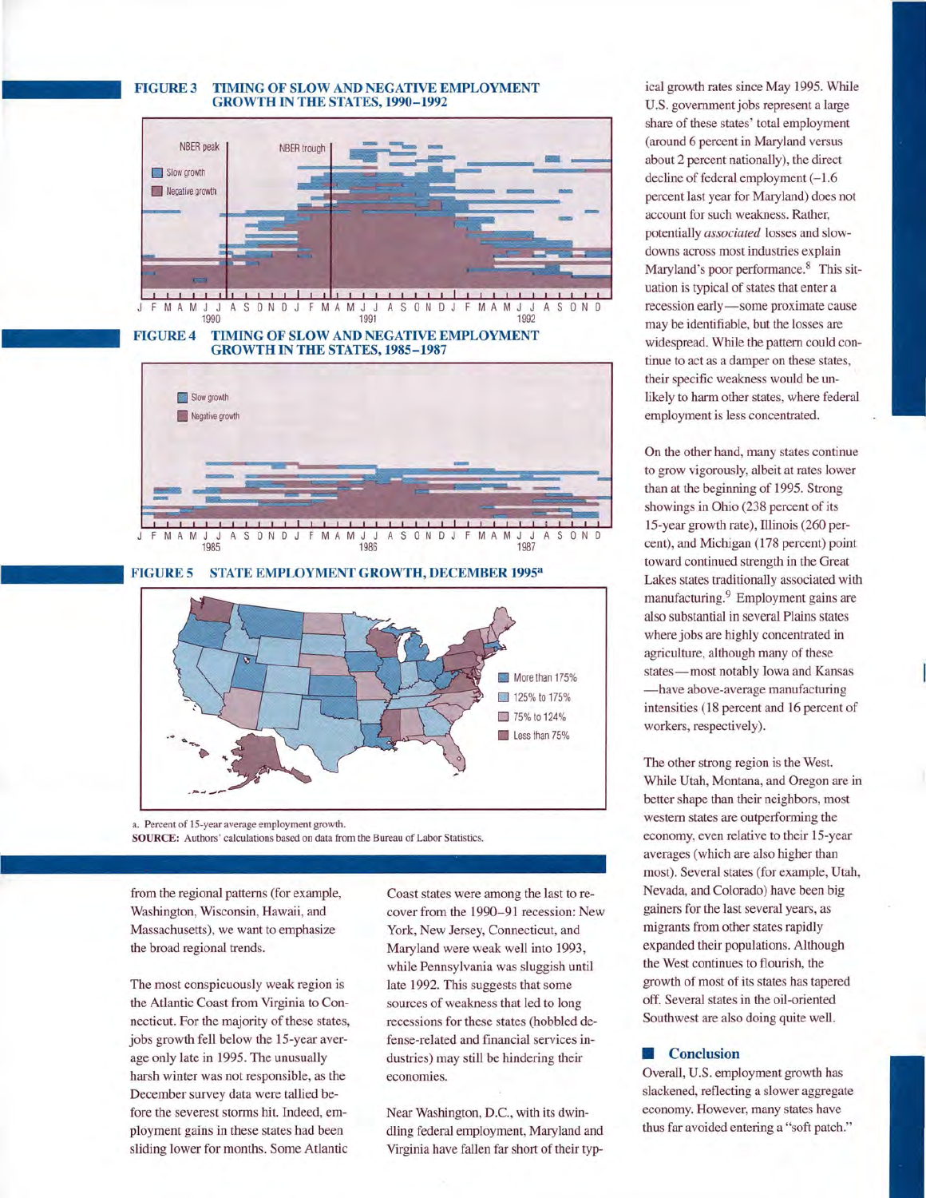**FIGURE 3 TIMING OF SLOW AND NEGATIVE EMPLOYMENT GROWTH IN THE STATES, 1990–1992**

**FIGURE 4 TIMING OF SLOW AND NEGATIVE EMPLOYMENT GROWTH IN THE STATES, 1985–1987**

**FIGURE 5 STATE EMPLOYMENT GROWTH, DECEMBER 1995[a]**

a. Percent of 15-year average employment growth.
**SOURCE:** Authors' calculations based on data from the Bureau of Labor Statistics.

from the regional patterns (for example, Washington, Wisconsin, Hawaii, and Massachusetts), we want to emphasize the broad regional trends.

The most conspicuously weak region is the Atlantic Coast from Virginia to Connecticut. For the majority of these states, jobs growth fell below the 15-year average only late in 1995. The unusually harsh winter was not responsible, as the December survey data were tallied before the severest storms hit. Indeed, employment gains in these states had been sliding lower for months. Some Atlantic Coast states were among the last to recover from the 1990–91 recession: New York, New Jersey, Connecticut, and Maryland were weak well into 1993, while Pennsylvania was sluggish until late 1992. This suggests that some sources of weakness that led to long recessions for these states (hobbled defense-related and financial services industries) may still be hindering their economies.

Near Washington, D.C., with its dwindling federal employment, Maryland and Virginia have fallen far short of their typical growth rates since May 1995. While U.S. government jobs represent a large share of these states' total employment (around 6 percent in Maryland versus about 2 percent nationally), the direct decline of federal employment (–1.6 percent last year for Maryland) does not account for such weakness. Rather, potentially *associated* losses and slowdowns across most industries explain Maryland's poor performance.[8] This situation is typical of states that enter a recession early—some proximate cause may be identifiable, but the losses are widespread. While the pattern could continue to act as a damper on these states, their specific weakness would be unlikely to harm other states, where federal employment is less concentrated.

On the other hand, many states continue to grow vigorously, albeit at rates lower than at the beginning of 1995. Strong showings in Ohio (238 percent of its 15-year growth rate), Illinois (260 percent), and Michigan (178 percent) point toward continued strength in the Great Lakes states traditionally associated with manufacturing.[9] Employment gains are also substantial in several Plains states where jobs are highly concentrated in agriculture, although many of these states—most notably Iowa and Kansas—have above-average manufacturing intensities (18 percent and 16 percent of workers, respectively).

The other strong region is the West. While Utah, Montana, and Oregon are in better shape than their neighbors, most western states are outperforming the economy, even relative to their 15-year averages (which are also higher than most). Several states (for example, Utah, Nevada, and Colorado) have been big gainers for the last several years, as migrants from other states rapidly expanded their populations. Although the West continues to flourish, the growth of most of its states has tapered off. Several states in the oil-oriented Southwest are also doing quite well.

## Conclusion

Overall, U.S. employment growth has slackened, reflecting a slower aggregate economy. However, many states have thus far avoided entering a "soft patch."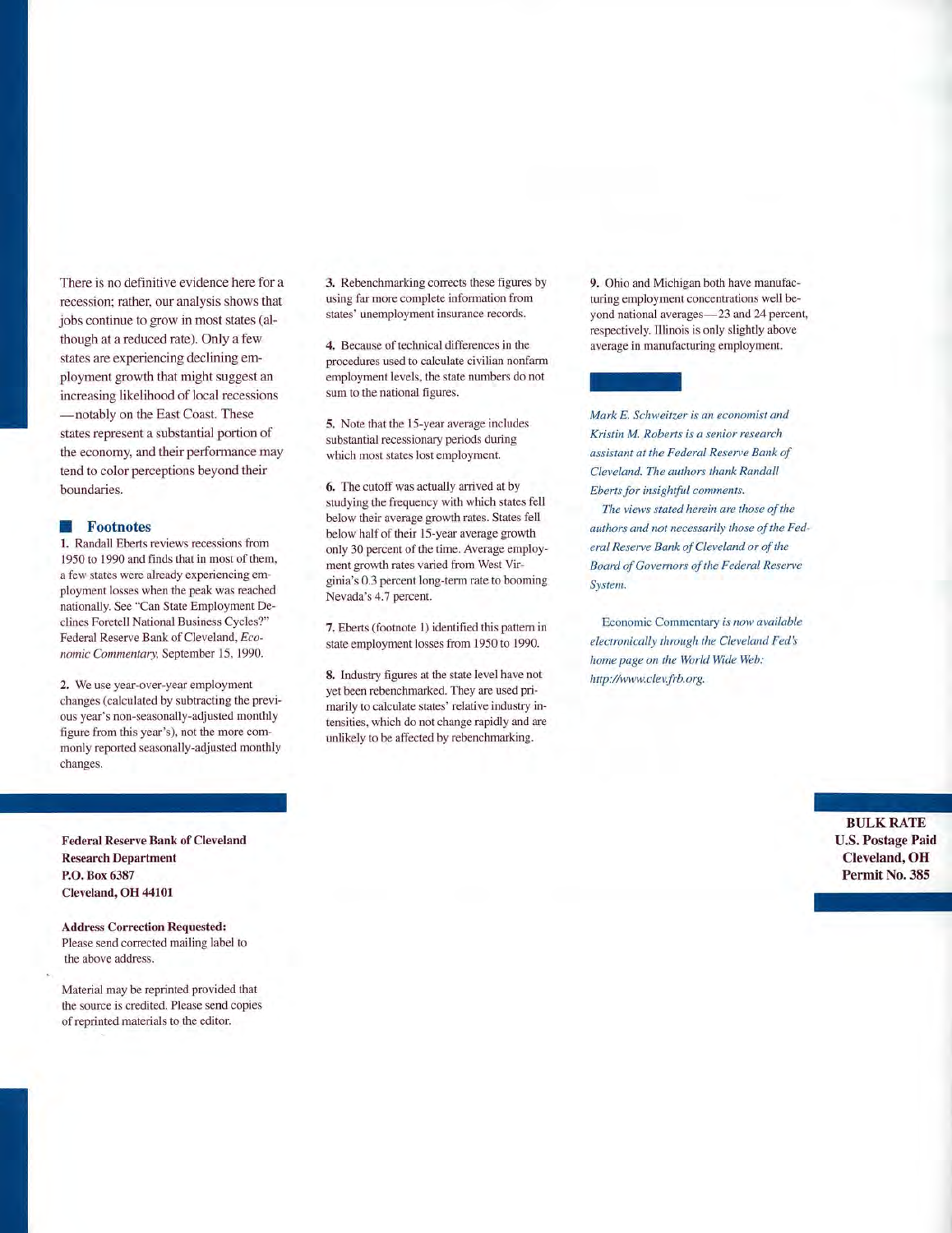There is no definitive evidence here for a recession; rather, our analysis shows that jobs continue to grow in most states (although at a reduced rate). Only a few states are experiencing declining employment growth that might suggest an increasing likelihood of local recessions —notably on the East Coast. These states represent a substantial portion of the economy, and their performance may tend to color perceptions beyond their boundaries.

## Footnotes

**1.** Randall Eberts reviews recessions from 1950 to 1990 and finds that in most of them, a few states were already experiencing employment losses when the peak was reached nationally. See "Can State Employment Declines Foretell National Business Cycles?" Federal Reserve Bank of Cleveland, *Economic Commentary,* September 15, 1990.

**2.** We use year-over-year employment changes (calculated by subtracting the previous year's non-seasonally-adjusted monthly figure from this year's), not the more commonly reported seasonally-adjusted monthly changes.

**3.** Rebenchmarking corrects these figures by using far more complete information from states' unemployment insurance records.

**4.** Because of technical differences in the procedures used to calculate civilian nonfarm employment levels, the state numbers do not sum to the national figures.

**5.** Note that the 15-year average includes substantial recessionary periods during which most states lost employment.

**6.** The cutoff was actually arrived at by studying the frequency with which states fell below their average growth rates. States fell below half of their 15-year average growth only 30 percent of the time. Average employment growth rates varied from West Virginia's 0.3 percent long-term rate to booming Nevada's 4.7 percent.

**7.** Eberts (footnote 1) identified this pattern in state employment losses from 1950 to 1990.

**8.** Industry figures at the state level have not yet been rebenchmarked. They are used primarily to calculate states' relative industry intensities, which do not change rapidly and are unlikely to be affected by rebenchmarking.

**9.** Ohio and Michigan both have manufacturing employment concentrations well beyond national averages—23 and 24 percent, respectively. Illinois is only slightly above average in manufacturing employment.

*Mark E. Schweitzer is an economist and Kristin M. Roberts is a senior research assistant at the Federal Reserve Bank of Cleveland. The authors thank Randall Eberts for insightful comments.*

*The views stated herein are those of the authors and not necessarily those of the Federal Reserve Bank of Cleveland or of the Board of Governors of the Federal Reserve System.*

Economic Commentary *is now available electronically through the Cleveland Fed's home page on the World Wide Web: http://www.clev.frb.org.*

**Federal Reserve Bank of Cleveland**
**Research Department**
**P.O. Box 6387**
**Cleveland, OH 44101**

**Address Correction Requested:**
Please send corrected mailing label to the above address.

Material may be reprinted provided that the source is credited. Please send copies of reprinted materials to the editor.

**BULK RATE**
**U.S. Postage Paid**
**Cleveland, OH**
**Permit No. 385**